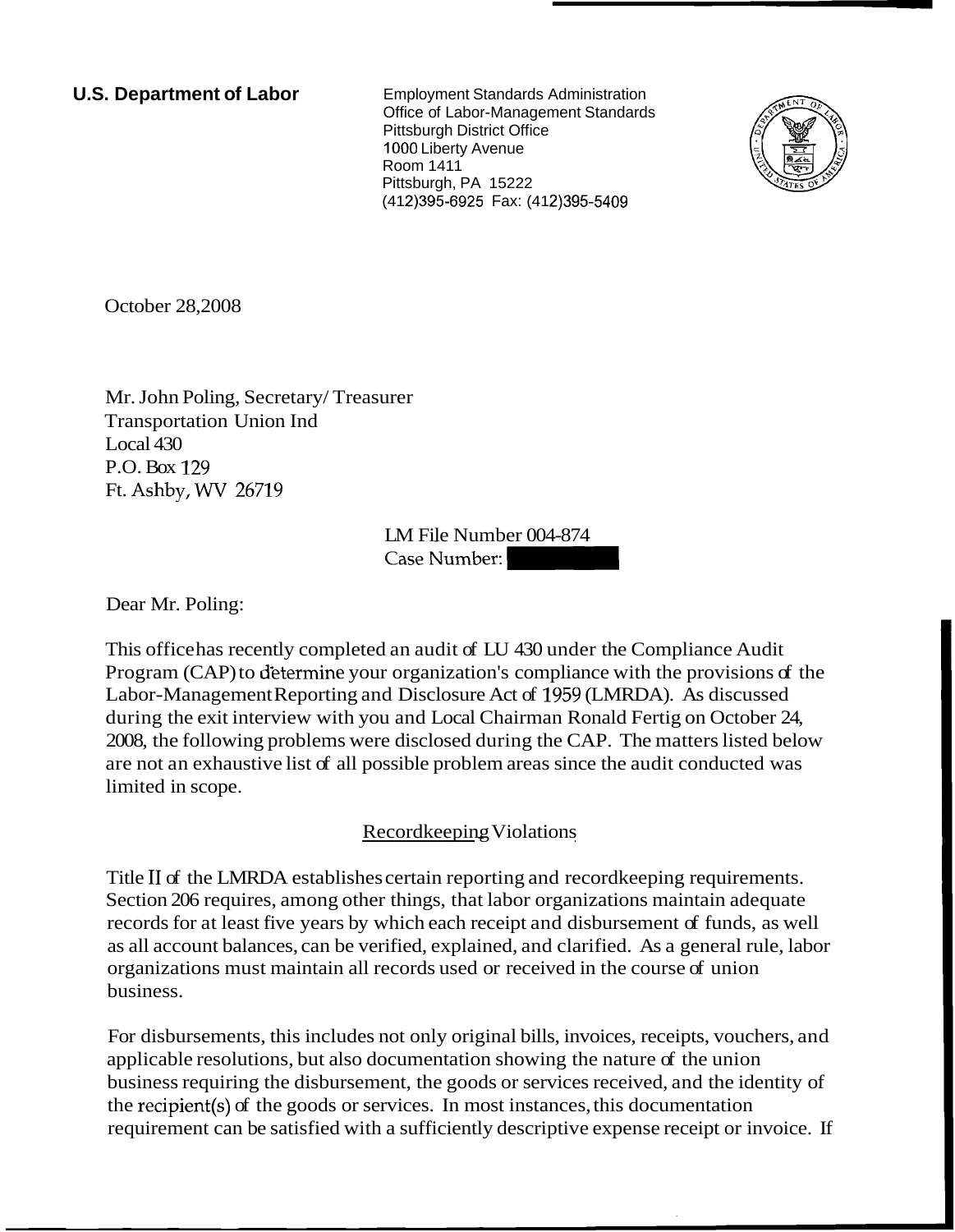**U.S. Department of Labor**

Employment Standards Administration
Office of Labor-Management Standards
Pittsburgh District Office
1000 Liberty Avenue
Room 1411
Pittsburgh, PA 15222
(412)395-6925 Fax: (412)395-5409

October 28,2008

Mr. John Poling, Secretary/ Treasurer
Transportation Union Ind
Local 430
P.O. Box 129
Ft. Ashby, WV 26719

LM File Number 004-874
Case Number: [redacted]

Dear Mr. Poling:

This office has recently completed an audit of LU 430 under the Compliance Audit Program (CAP) to determine your organization's compliance with the provisions of the Labor-Management Reporting and Disclosure Act of 1959 (LMRDA). As discussed during the exit interview with you and Local Chairman Ronald Fertig on October 24, 2008, the following problems were disclosed during the CAP. The matters listed below are not an exhaustive list of all possible problem areas since the audit conducted was limited in scope.

## Recordkeeping Violations

Title II of the LMRDA establishes certain reporting and recordkeeping requirements. Section 206 requires, among other things, that labor organizations maintain adequate records for at least five years by which each receipt and disbursement of funds, as well as all account balances, can be verified, explained, and clarified. As a general rule, labor organizations must maintain all records used or received in the course of union business.

For disbursements, this includes not only original bills, invoices, receipts, vouchers, and applicable resolutions, but also documentation showing the nature of the union business requiring the disbursement, the goods or services received, and the identity of the recipient(s) of the goods or services. In most instances, this documentation requirement can be satisfied with a sufficiently descriptive expense receipt or invoice. If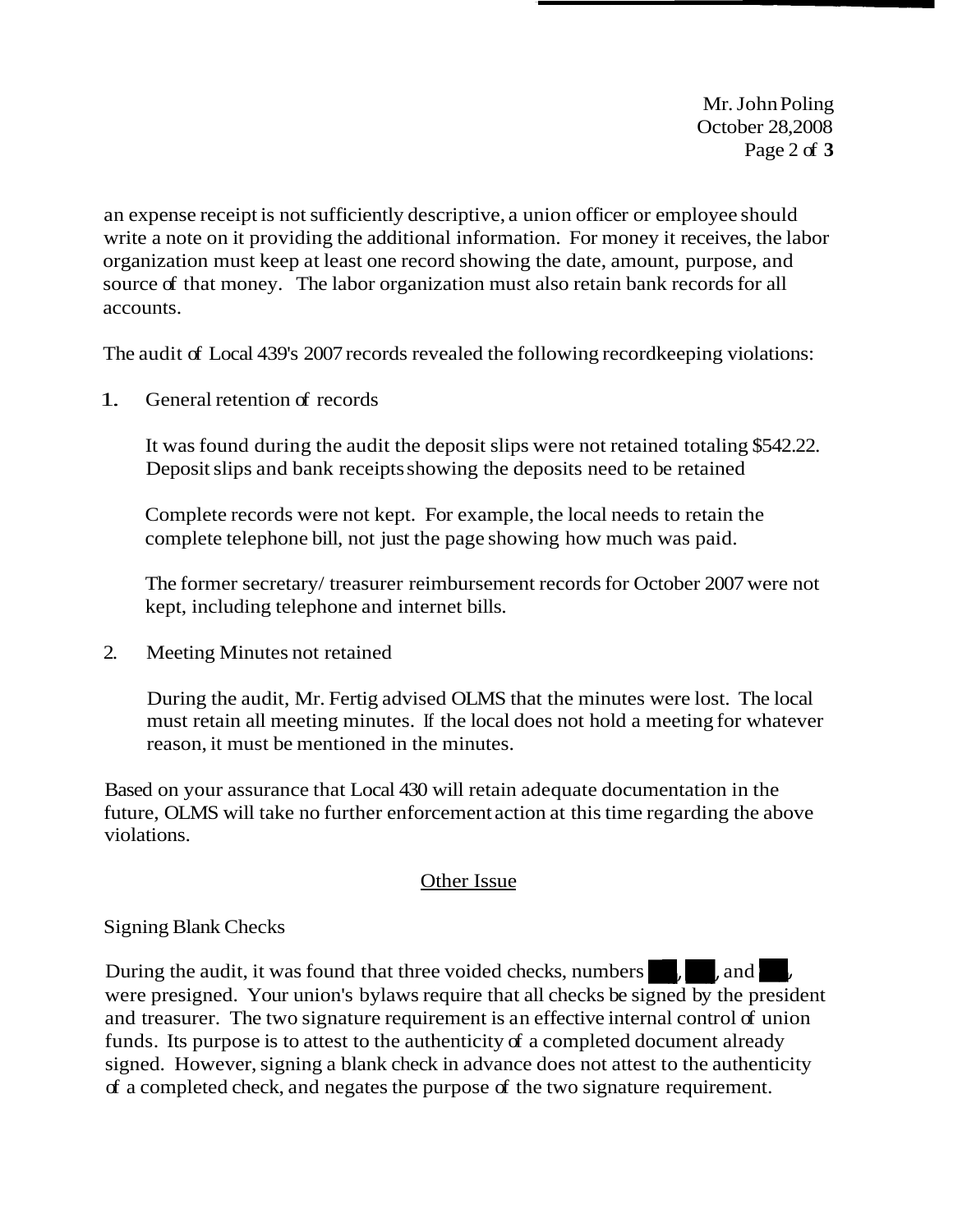an expense receipt is not sufficiently descriptive, a union officer or employee should write a note on it providing the additional information. For money it receives, the labor organization must keep at least one record showing the date, amount, purpose, and source of that money. The labor organization must also retain bank records for all accounts.

The audit of Local 439's 2007 records revealed the following recordkeeping violations:

1. General retention of records

   It was found during the audit the deposit slips were not retained totaling $542.22. Deposit slips and bank receipts showing the deposits need to be retained

   Complete records were not kept. For example, the local needs to retain the complete telephone bill, not just the page showing how much was paid.

   The former secretary/ treasurer reimbursement records for October 2007 were not kept, including telephone and internet bills.

2. Meeting Minutes not retained

   During the audit, Mr. Fertig advised OLMS that the minutes were lost. The local must retain all meeting minutes. If the local does not hold a meeting for whatever reason, it must be mentioned in the minutes.

Based on your assurance that Local 430 will retain adequate documentation in the future, OLMS will take no further enforcement action at this time regarding the above violations.

## Other Issue

Signing Blank Checks

During the audit, it was found that three voided checks, numbers ███, ███, and ███, were presigned. Your union's bylaws require that all checks be signed by the president and treasurer. The two signature requirement is an effective internal control of union funds. Its purpose is to attest to the authenticity of a completed document already signed. However, signing a blank check in advance does not attest to the authenticity of a completed check, and negates the purpose of the two signature requirement.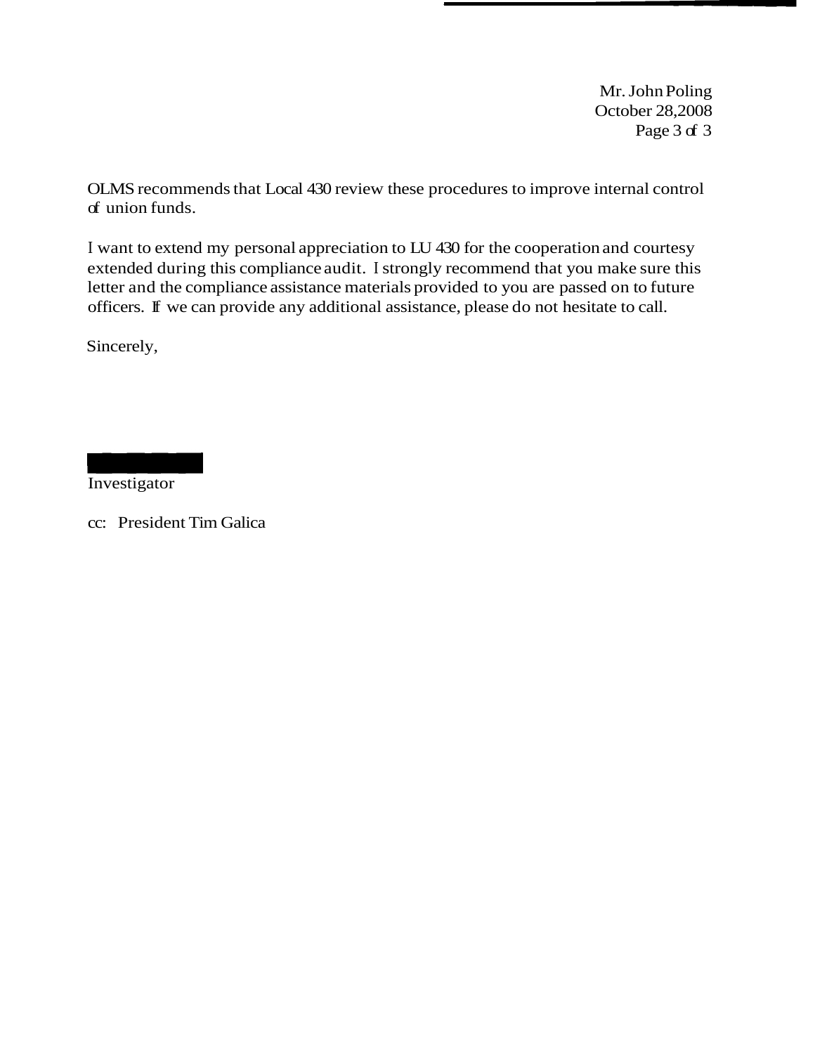Mr. John Poling
October 28,2008

OLMS recommends that Local 430 review these procedures to improve internal control of union funds.

I want to extend my personal appreciation to LU 430 for the cooperation and courtesy extended during this compliance audit. I strongly recommend that you make sure this letter and the compliance assistance materials provided to you are passed on to future officers. If we can provide any additional assistance, please do not hesitate to call.

Sincerely,

Investigator

cc: President Tim Galica